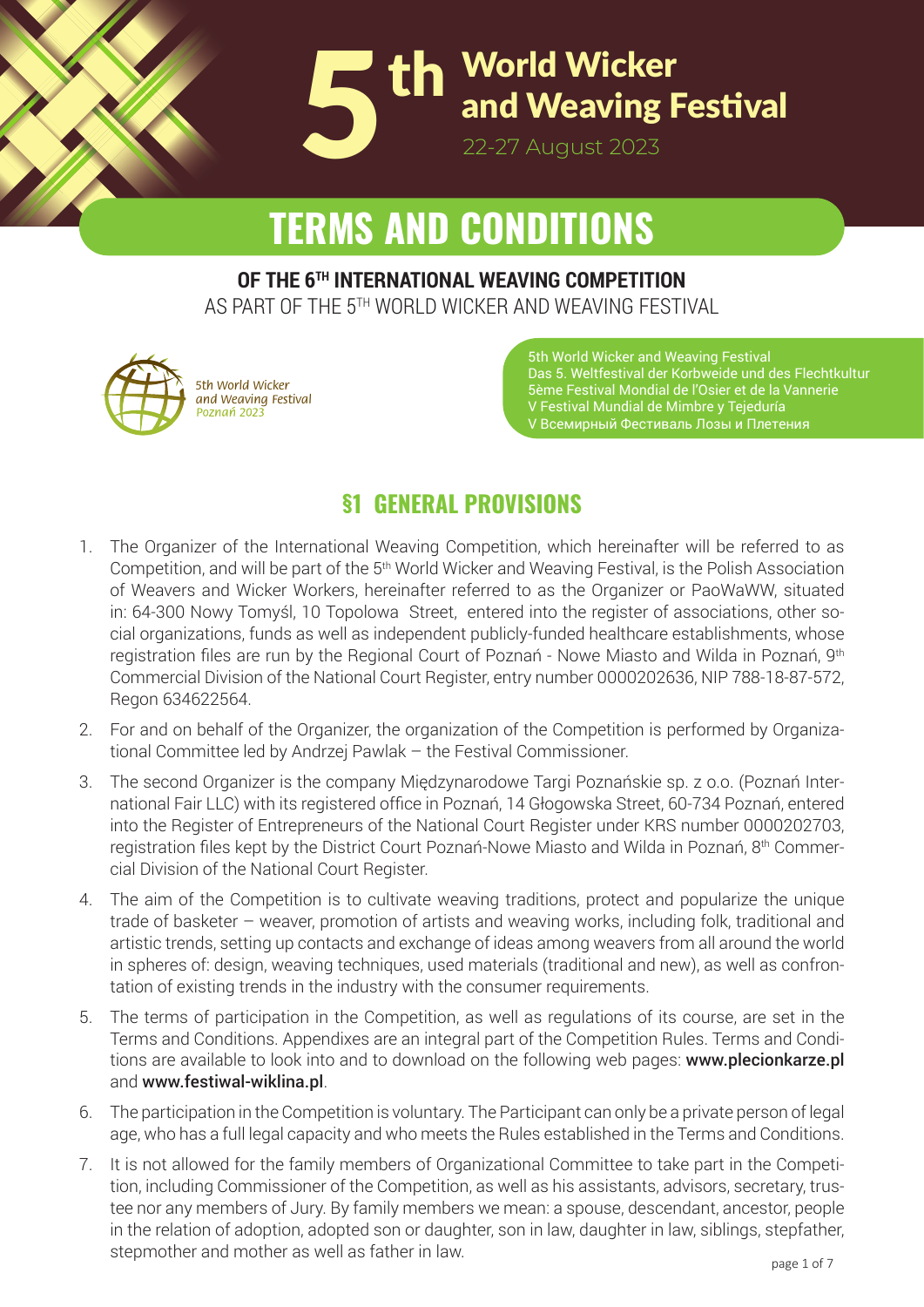# 5th World Wicker and Weaving Festival

22-27 August 2023

# TERMS AND CONDITIONS

**OF THE 6TH INTERNATIONAL WEAVING COMPETITION**
AS PART OF THE 5TH WORLD WICKER AND WEAVING FESTIVAL

5th World Wicker and Weaving Festival Poznań 2023

5th World Wicker and Weaving Festival
Das 5. Weltfestival der Korbweide und des Flechtkultur
5ème Festival Mondial de l'Osier et de la Vannerie
V Festival Mundial de Mimbre y Tejeduría
V Всемирный Фестиваль Лозы и Плетения

## §1 GENERAL PROVISIONS

1. The Organizer of the International Weaving Competition, which hereinafter will be referred to as Competition, and will be part of the 5th World Wicker and Weaving Festival, is the Polish Association of Weavers and Wicker Workers, hereinafter referred to as the Organizer or PaoWaWW, situated in: 64-300 Nowy Tomyśl, 10 Topolowa Street, entered into the register of associations, other social organizations, funds as well as independent publicly-funded healthcare establishments, whose registration files are run by the Regional Court of Poznań - Nowe Miasto and Wilda in Poznań, 9th Commercial Division of the National Court Register, entry number 0000202636, NIP 788-18-87-572, Regon 634622564.
2. For and on behalf of the Organizer, the organization of the Competition is performed by Organizational Committee led by Andrzej Pawlak – the Festival Commissioner.
3. The second Organizer is the company Międzynarodowe Targi Poznańskie sp. z o.o. (Poznań International Fair LLC) with its registered office in Poznań, 14 Głogowska Street, 60-734 Poznań, entered into the Register of Entrepreneurs of the National Court Register under KRS number 0000202703, registration files kept by the District Court Poznań-Nowe Miasto and Wilda in Poznań, 8th Commercial Division of the National Court Register.
4. The aim of the Competition is to cultivate weaving traditions, protect and popularize the unique trade of basketer – weaver, promotion of artists and weaving works, including folk, traditional and artistic trends, setting up contacts and exchange of ideas among weavers from all around the world in spheres of: design, weaving techniques, used materials (traditional and new), as well as confrontation of existing trends in the industry with the consumer requirements.
5. The terms of participation in the Competition, as well as regulations of its course, are set in the Terms and Conditions. Appendixes are an integral part of the Competition Rules. Terms and Conditions are available to look into and to download on the following web pages: **www.plecionkarze.pl** and **www.festiwal-wiklina.pl**.
6. The participation in the Competition is voluntary. The Participant can only be a private person of legal age, who has a full legal capacity and who meets the Rules established in the Terms and Conditions.
7. It is not allowed for the family members of Organizational Committee to take part in the Competition, including Commissioner of the Competition, as well as his assistants, advisors, secretary, trustee nor any members of Jury. By family members we mean: a spouse, descendant, ancestor, people in the relation of adoption, adopted son or daughter, son in law, daughter in law, siblings, stepfather, stepmother and mother as well as father in law.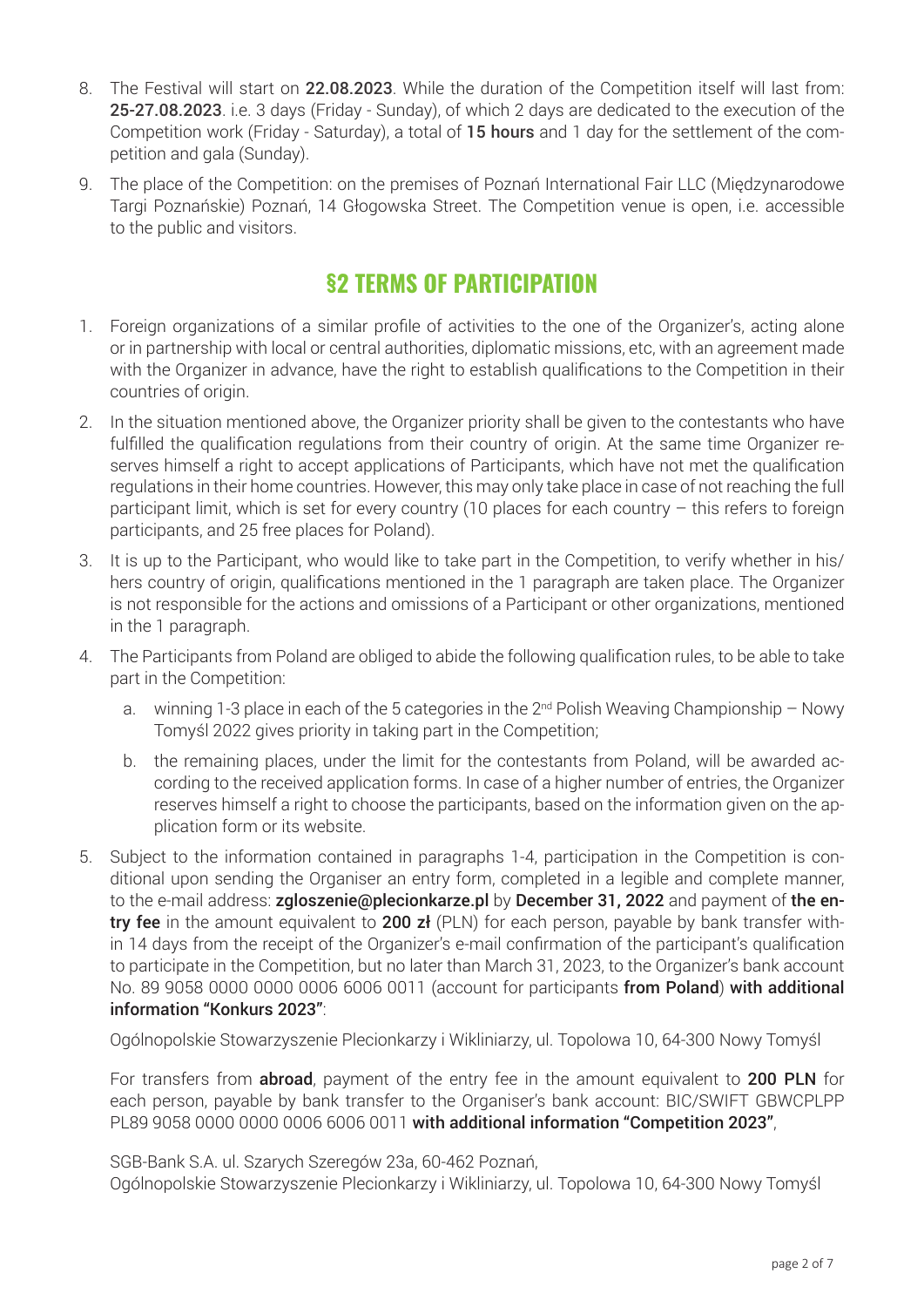8. The Festival will start on **22.08.2023**. While the duration of the Competition itself will last from: **25-27.08.2023**. i.e. 3 days (Friday - Sunday), of which 2 days are dedicated to the execution of the Competition work (Friday - Saturday), a total of **15 hours** and 1 day for the settlement of the competition and gala (Sunday).
9. The place of the Competition: on the premises of Poznań International Fair LLC (Międzynarodowe Targi Poznańskie) Poznań, 14 Głogowska Street. The Competition venue is open, i.e. accessible to the public and visitors.

## §2 TERMS OF PARTICIPATION

1. Foreign organizations of a similar profile of activities to the one of the Organizer's, acting alone or in partnership with local or central authorities, diplomatic missions, etc, with an agreement made with the Organizer in advance, have the right to establish qualifications to the Competition in their countries of origin.
2. In the situation mentioned above, the Organizer priority shall be given to the contestants who have fulfilled the qualification regulations from their country of origin. At the same time Organizer reserves himself a right to accept applications of Participants, which have not met the qualification regulations in their home countries. However, this may only take place in case of not reaching the full participant limit, which is set for every country (10 places for each country – this refers to foreign participants, and 25 free places for Poland).
3. It is up to the Participant, who would like to take part in the Competition, to verify whether in his/hers country of origin, qualifications mentioned in the 1 paragraph are taken place. The Organizer is not responsible for the actions and omissions of a Participant or other organizations, mentioned in the 1 paragraph.
4. The Participants from Poland are obliged to abide the following qualification rules, to be able to take part in the Competition:
   a. winning 1-3 place in each of the 5 categories in the 2nd Polish Weaving Championship – Nowy Tomyśl 2022 gives priority in taking part in the Competition;
   b. the remaining places, under the limit for the contestants from Poland, will be awarded according to the received application forms. In case of a higher number of entries, the Organizer reserves himself a right to choose the participants, based on the information given on the application form or its website.
5. Subject to the information contained in paragraphs 1-4, participation in the Competition is conditional upon sending the Organiser an entry form, completed in a legible and complete manner, to the e-mail address: **zgloszenie@plecionkarze.pl** by **December 31, 2022** and payment of **the entry fee** in the amount equivalent to **200 zł** (PLN) for each person, payable by bank transfer within 14 days from the receipt of the Organizer's e-mail confirmation of the participant's qualification to participate in the Competition, but no later than March 31, 2023, to the Organizer's bank account No. 89 9058 0000 0000 0006 6006 0011 (account for participants **from Poland**) **with additional information "Konkurs 2023"**:

   Ogólnopolskie Stowarzyszenie Plecionkarzy i Wikliniarzy, ul. Topolowa 10, 64-300 Nowy Tomyśl

   For transfers from **abroad**, payment of the entry fee in the amount equivalent to **200 PLN** for each person, payable by bank transfer to the Organiser's bank account: BIC/SWIFT GBWCPLPP PL89 9058 0000 0000 0006 6006 0011 **with additional information "Competition 2023"**,

   SGB-Bank S.A. ul. Szarych Szeregów 23a, 60-462 Poznań,
   Ogólnopolskie Stowarzyszenie Plecionkarzy i Wikliniarzy, ul. Topolowa 10, 64-300 Nowy Tomyśl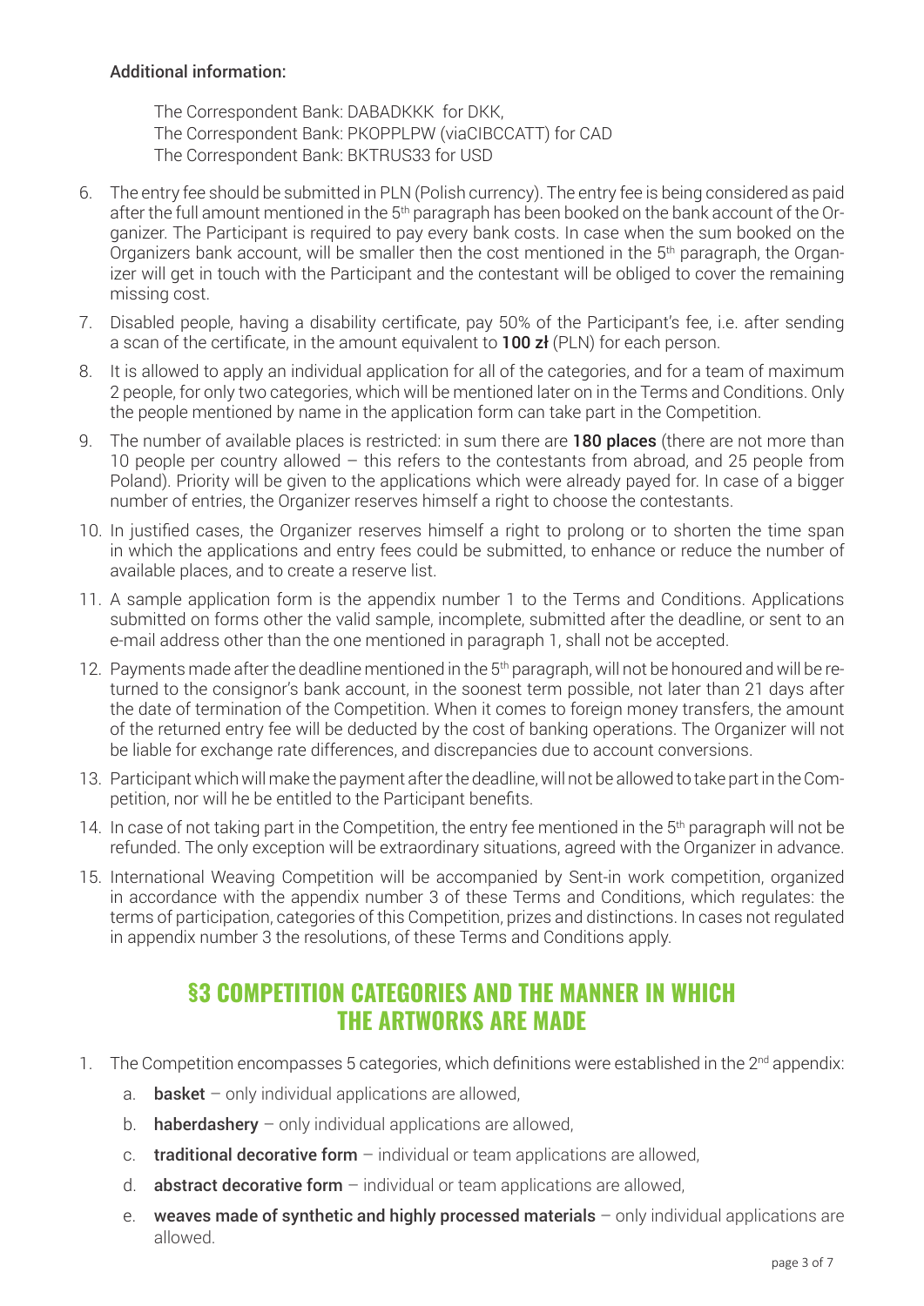**Additional information:**

The Correspondent Bank: DABADKKK for DKK,
The Correspondent Bank: PKOPPLPW (viaCIBCCATT) for CAD
The Correspondent Bank: BKTRUS33 for USD

6. The entry fee should be submitted in PLN (Polish currency). The entry fee is being considered as paid after the full amount mentioned in the 5th paragraph has been booked on the bank account of the Organizer. The Participant is required to pay every bank costs. In case when the sum booked on the Organizers bank account, will be smaller then the cost mentioned in the 5th paragraph, the Organizer will get in touch with the Participant and the contestant will be obliged to cover the remaining missing cost.
7. Disabled people, having a disability certificate, pay 50% of the Participant's fee, i.e. after sending a scan of the certificate, in the amount equivalent to **100 zł** (PLN) for each person.
8. It is allowed to apply an individual application for all of the categories, and for a team of maximum 2 people, for only two categories, which will be mentioned later on in the Terms and Conditions. Only the people mentioned by name in the application form can take part in the Competition.
9. The number of available places is restricted: in sum there are **180 places** (there are not more than 10 people per country allowed – this refers to the contestants from abroad, and 25 people from Poland). Priority will be given to the applications which were already payed for. In case of a bigger number of entries, the Organizer reserves himself a right to choose the contestants.
10. In justified cases, the Organizer reserves himself a right to prolong or to shorten the time span in which the applications and entry fees could be submitted, to enhance or reduce the number of available places, and to create a reserve list.
11. A sample application form is the appendix number 1 to the Terms and Conditions. Applications submitted on forms other the valid sample, incomplete, submitted after the deadline, or sent to an e-mail address other than the one mentioned in paragraph 1, shall not be accepted.
12. Payments made after the deadline mentioned in the 5th paragraph, will not be honoured and will be returned to the consignor's bank account, in the soonest term possible, not later than 21 days after the date of termination of the Competition. When it comes to foreign money transfers, the amount of the returned entry fee will be deducted by the cost of banking operations. The Organizer will not be liable for exchange rate differences, and discrepancies due to account conversions.
13. Participant which will make the payment after the deadline, will not be allowed to take part in the Competition, nor will he be entitled to the Participant benefits.
14. In case of not taking part in the Competition, the entry fee mentioned in the 5th paragraph will not be refunded. The only exception will be extraordinary situations, agreed with the Organizer in advance.
15. International Weaving Competition will be accompanied by Sent-in work competition, organized in accordance with the appendix number 3 of these Terms and Conditions, which regulates: the terms of participation, categories of this Competition, prizes and distinctions. In cases not regulated in appendix number 3 the resolutions, of these Terms and Conditions apply.

## §3 COMPETITION CATEGORIES AND THE MANNER IN WHICH THE ARTWORKS ARE MADE

1. The Competition encompasses 5 categories, which definitions were established in the 2nd appendix:
   a. **basket** – only individual applications are allowed,
   b. **haberdashery** – only individual applications are allowed,
   c. **traditional decorative form** – individual or team applications are allowed,
   d. **abstract decorative form** – individual or team applications are allowed,
   e. **weaves made of synthetic and highly processed materials** – only individual applications are allowed.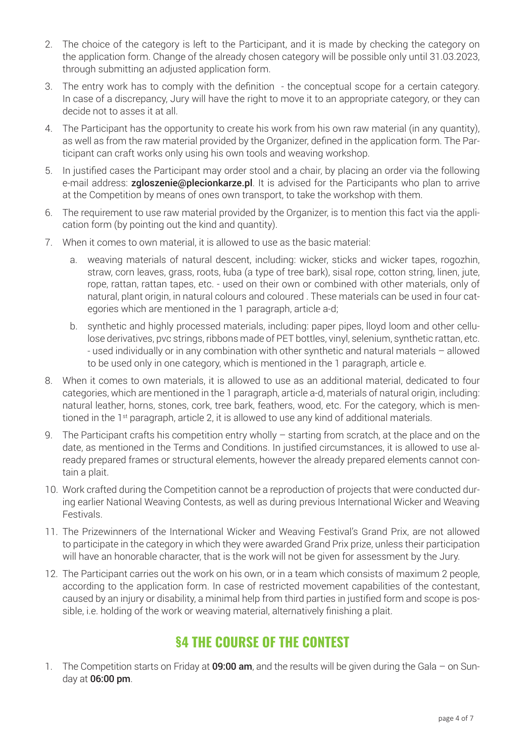2. The choice of the category is left to the Participant, and it is made by checking the category on the application form. Change of the already chosen category will be possible only until 31.03.2023, through submitting an adjusted application form.
3. The entry work has to comply with the definition - the conceptual scope for a certain category. In case of a discrepancy, Jury will have the right to move it to an appropriate category, or they can decide not to asses it at all.
4. The Participant has the opportunity to create his work from his own raw material (in any quantity), as well as from the raw material provided by the Organizer, defined in the application form. The Participant can craft works only using his own tools and weaving workshop.
5. In justified cases the Participant may order stool and a chair, by placing an order via the following e-mail address: **zgloszenie@plecionkarze.pl**. It is advised for the Participants who plan to arrive at the Competition by means of ones own transport, to take the workshop with them.
6. The requirement to use raw material provided by the Organizer, is to mention this fact via the application form (by pointing out the kind and quantity).
7. When it comes to own material, it is allowed to use as the basic material:
   a. weaving materials of natural descent, including: wicker, sticks and wicker tapes, rogozhin, straw, corn leaves, grass, roots, łuba (a type of tree bark), sisal rope, cotton string, linen, jute, rope, rattan, rattan tapes, etc. - used on their own or combined with other materials, only of natural, plant origin, in natural colours and coloured . These materials can be used in four categories which are mentioned in the 1 paragraph, article a-d;
   b. synthetic and highly processed materials, including: paper pipes, lloyd loom and other cellulose derivatives, pvc strings, ribbons made of PET bottles, vinyl, selenium, synthetic rattan, etc. - used individually or in any combination with other synthetic and natural materials – allowed to be used only in one category, which is mentioned in the 1 paragraph, article e.
8. When it comes to own materials, it is allowed to use as an additional material, dedicated to four categories, which are mentioned in the 1 paragraph, article a-d, materials of natural origin, including: natural leather, horns, stones, cork, tree bark, feathers, wood, etc. For the category, which is mentioned in the 1st paragraph, article 2, it is allowed to use any kind of additional materials.
9. The Participant crafts his competition entry wholly – starting from scratch, at the place and on the date, as mentioned in the Terms and Conditions. In justified circumstances, it is allowed to use already prepared frames or structural elements, however the already prepared elements cannot contain a plait.
10. Work crafted during the Competition cannot be a reproduction of projects that were conducted during earlier National Weaving Contests, as well as during previous International Wicker and Weaving Festivals.
11. The Prizewinners of the International Wicker and Weaving Festival's Grand Prix, are not allowed to participate in the category in which they were awarded Grand Prix prize, unless their participation will have an honorable character, that is the work will not be given for assessment by the Jury.
12. The Participant carries out the work on his own, or in a team which consists of maximum 2 people, according to the application form. In case of restricted movement capabilities of the contestant, caused by an injury or disability, a minimal help from third parties in justified form and scope is possible, i.e. holding of the work or weaving material, alternatively finishing a plait.

## §4 THE COURSE OF THE CONTEST

1. The Competition starts on Friday at **09:00 am**, and the results will be given during the Gala – on Sunday at **06:00 pm**.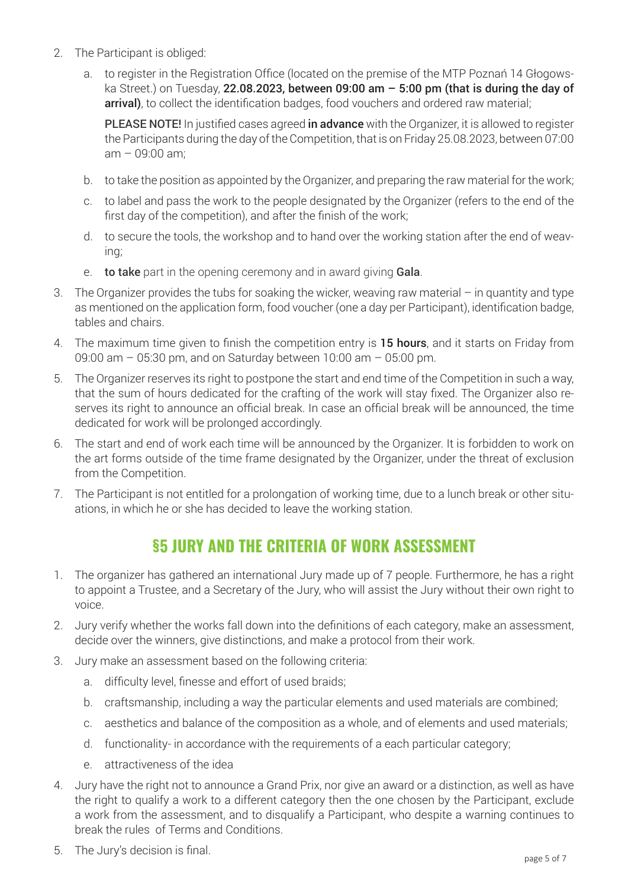2. The Participant is obliged:

    a. to register in the Registration Office (located on the premise of the MTP Poznań 14 Głogowska Street.) on Tuesday, **22.08.2023, between 09:00 am – 5:00 pm (that is during the day of arrival)**, to collect the identification badges, food vouchers and ordered raw material;

       PLEASE NOTE! In justified cases agreed **in advance** with the Organizer, it is allowed to register the Participants during the day of the Competition, that is on Friday 25.08.2023, between 07:00 am – 09:00 am;

    b. to take the position as appointed by the Organizer, and preparing the raw material for the work;

    c. to label and pass the work to the people designated by the Organizer (refers to the end of the first day of the competition), and after the finish of the work;

    d. to secure the tools, the workshop and to hand over the working station after the end of weaving;

    e. **to take** part in the opening ceremony and in award giving **Gala**.

3. The Organizer provides the tubs for soaking the wicker, weaving raw material – in quantity and type as mentioned on the application form, food voucher (one a day per Participant), identification badge, tables and chairs.

4. The maximum time given to finish the competition entry is **15 hours**, and it starts on Friday from 09:00 am – 05:30 pm, and on Saturday between 10:00 am – 05:00 pm.

5. The Organizer reserves its right to postpone the start and end time of the Competition in such a way, that the sum of hours dedicated for the crafting of the work will stay fixed. The Organizer also reserves its right to announce an official break. In case an official break will be announced, the time dedicated for work will be prolonged accordingly.

6. The start and end of work each time will be announced by the Organizer. It is forbidden to work on the art forms outside of the time frame designated by the Organizer, under the threat of exclusion from the Competition.

7. The Participant is not entitled for a prolongation of working time, due to a lunch break or other situations, in which he or she has decided to leave the working station.

## §5 JURY AND THE CRITERIA OF WORK ASSESSMENT

1. The organizer has gathered an international Jury made up of 7 people. Furthermore, he has a right to appoint a Trustee, and a Secretary of the Jury, who will assist the Jury without their own right to voice.

2. Jury verify whether the works fall down into the definitions of each category, make an assessment, decide over the winners, give distinctions, and make a protocol from their work.

3. Jury make an assessment based on the following criteria:

    a. difficulty level, finesse and effort of used braids;

    b. craftsmanship, including a way the particular elements and used materials are combined;

    c. aesthetics and balance of the composition as a whole, and of elements and used materials;

    d. functionality- in accordance with the requirements of a each particular category;

    e. attractiveness of the idea

4. Jury have the right not to announce a Grand Prix, nor give an award or a distinction, as well as have the right to qualify a work to a different category then the one chosen by the Participant, exclude a work from the assessment, and to disqualify a Participant, who despite a warning continues to break the rules of Terms and Conditions.

5. The Jury's decision is final.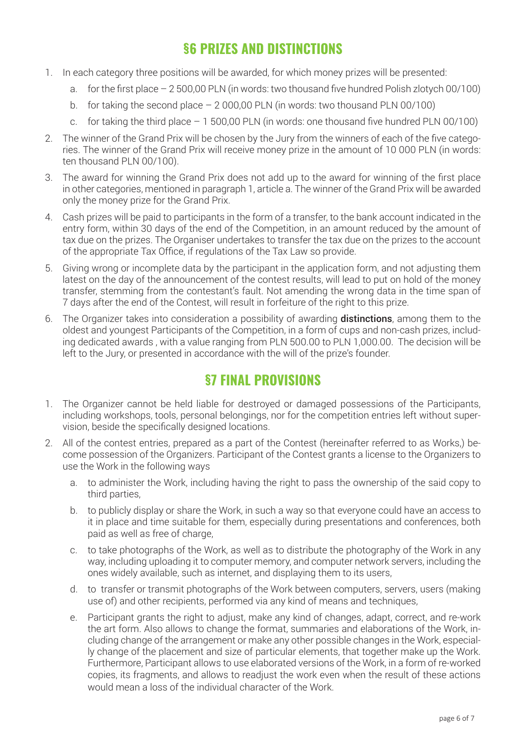## §6 PRIZES AND DISTINCTIONS

1. In each category three positions will be awarded, for which money prizes will be presented:
   a. for the first place – 2 500,00 PLN (in words: two thousand five hundred Polish zlotych 00/100)
   b. for taking the second place – 2 000,00 PLN (in words: two thousand PLN 00/100)
   c. for taking the third place – 1 500,00 PLN (in words: one thousand five hundred PLN 00/100)
2. The winner of the Grand Prix will be chosen by the Jury from the winners of each of the five categories. The winner of the Grand Prix will receive money prize in the amount of 10 000 PLN (in words: ten thousand PLN 00/100).
3. The award for winning the Grand Prix does not add up to the award for winning of the first place in other categories, mentioned in paragraph 1, article a. The winner of the Grand Prix will be awarded only the money prize for the Grand Prix.
4. Cash prizes will be paid to participants in the form of a transfer, to the bank account indicated in the entry form, within 30 days of the end of the Competition, in an amount reduced by the amount of tax due on the prizes. The Organiser undertakes to transfer the tax due on the prizes to the account of the appropriate Tax Office, if regulations of the Tax Law so provide.
5. Giving wrong or incomplete data by the participant in the application form, and not adjusting them latest on the day of the announcement of the contest results, will lead to put on hold of the money transfer, stemming from the contestant's fault. Not amending the wrong data in the time span of 7 days after the end of the Contest, will result in forfeiture of the right to this prize.
6. The Organizer takes into consideration a possibility of awarding **distinctions**, among them to the oldest and youngest Participants of the Competition, in a form of cups and non-cash prizes, including dedicated awards , with a value ranging from PLN 500.00 to PLN 1,000.00. The decision will be left to the Jury, or presented in accordance with the will of the prize's founder.

## §7 FINAL PROVISIONS

1. The Organizer cannot be held liable for destroyed or damaged possessions of the Participants, including workshops, tools, personal belongings, nor for the competition entries left without supervision, beside the specifically designed locations.
2. All of the contest entries, prepared as a part of the Contest (hereinafter referred to as Works,) become possession of the Organizers. Participant of the Contest grants a license to the Organizers to use the Work in the following ways
   a. to administer the Work, including having the right to pass the ownership of the said copy to third parties,
   b. to publicly display or share the Work, in such a way so that everyone could have an access to it in place and time suitable for them, especially during presentations and conferences, both paid as well as free of charge,
   c. to take photographs of the Work, as well as to distribute the photography of the Work in any way, including uploading it to computer memory, and computer network servers, including the ones widely available, such as internet, and displaying them to its users,
   d. to transfer or transmit photographs of the Work between computers, servers, users (making use of) and other recipients, performed via any kind of means and techniques,
   e. Participant grants the right to adjust, make any kind of changes, adapt, correct, and re-work the art form. Also allows to change the format, summaries and elaborations of the Work, including change of the arrangement or make any other possible changes in the Work, especially change of the placement and size of particular elements, that together make up the Work. Furthermore, Participant allows to use elaborated versions of the Work, in a form of re-worked copies, its fragments, and allows to readjust the work even when the result of these actions would mean a loss of the individual character of the Work.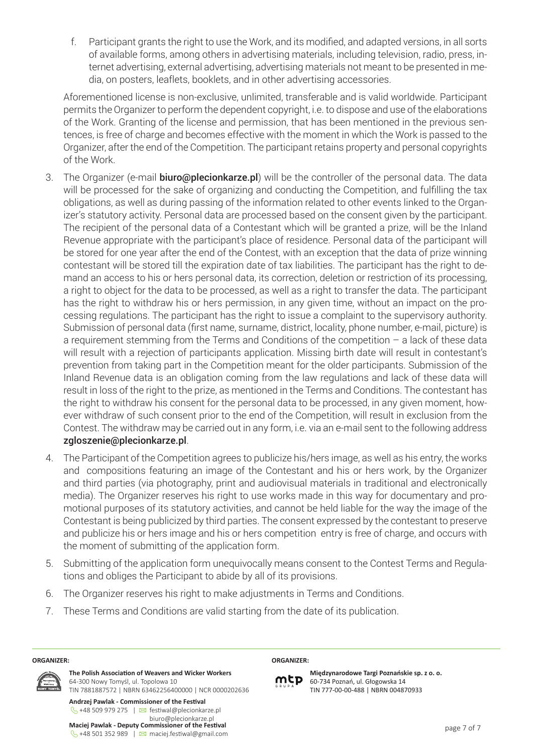f. Participant grants the right to use the Work, and its modified, and adapted versions, in all sorts of available forms, among others in advertising materials, including television, radio, press, internet advertising, external advertising, advertising materials not meant to be presented in media, on posters, leaflets, booklets, and in other advertising accessories.

Aforementioned license is non-exclusive, unlimited, transferable and is valid worldwide. Participant permits the Organizer to perform the dependent copyright, i.e. to dispose and use of the elaborations of the Work. Granting of the license and permission, that has been mentioned in the previous sentences, is free of charge and becomes effective with the moment in which the Work is passed to the Organizer, after the end of the Competition. The participant retains property and personal copyrights of the Work.

3. The Organizer (e-mail **biuro@plecionkarze.pl**) will be the controller of the personal data. The data will be processed for the sake of organizing and conducting the Competition, and fulfilling the tax obligations, as well as during passing of the information related to other events linked to the Organizer's statutory activity. Personal data are processed based on the consent given by the participant. The recipient of the personal data of a Contestant which will be granted a prize, will be the Inland Revenue appropriate with the participant's place of residence. Personal data of the participant will be stored for one year after the end of the Contest, with an exception that the data of prize winning contestant will be stored till the expiration date of tax liabilities. The participant has the right to demand an access to his or hers personal data, its correction, deletion or restriction of its processing, a right to object for the data to be processed, as well as a right to transfer the data. The participant has the right to withdraw his or hers permission, in any given time, without an impact on the processing regulations. The participant has the right to issue a complaint to the supervisory authority. Submission of personal data (first name, surname, district, locality, phone number, e-mail, picture) is a requirement stemming from the Terms and Conditions of the competition – a lack of these data will result with a rejection of participants application. Missing birth date will result in contestant's prevention from taking part in the Competition meant for the older participants. Submission of the Inland Revenue data is an obligation coming from the law regulations and lack of these data will result in loss of the right to the prize, as mentioned in the Terms and Conditions. The contestant has the right to withdraw his consent for the personal data to be processed, in any given moment, however withdraw of such consent prior to the end of the Competition, will result in exclusion from the Contest. The withdraw may be carried out in any form, i.e. via an e-mail sent to the following address **zgloszenie@plecionkarze.pl**.
4. The Participant of the Competition agrees to publicize his/hers image, as well as his entry, the works and compositions featuring an image of the Contestant and his or hers work, by the Organizer and third parties (via photography, print and audiovisual materials in traditional and electronically media). The Organizer reserves his right to use works made in this way for documentary and promotional purposes of its statutory activities, and cannot be held liable for the way the image of the Contestant is being publicized by third parties. The consent expressed by the contestant to preserve and publicize his or hers image and his or hers competition entry is free of charge, and occurs with the moment of submitting of the application form.
5. Submitting of the application form unequivocally means consent to the Contest Terms and Regulations and obliges the Participant to abide by all of its provisions.
6. The Organizer reserves his right to make adjustments in Terms and Conditions.
7. These Terms and Conditions are valid starting from the date of its publication.

**ORGANIZER:**

**The Polish Association of Weavers and Wicker Workers**
64-300 Nowy Tomyśl, ul. Topolowa 10
TIN 7881887572 | NBRN 63462256400000 | NCR 0000202636

**Andrzej Pawlak - Commissioner of the Festival**
+48 509 979 275 | festiwal@plecionkarze.pl
biuro@plecionkarze.pl

**Maciej Pawlak - Deputy Commissioner of the Festival**
+48 501 352 989 | maciej.festiwal@gmail.com

**ORGANIZER:**

**Międzynarodowe Targi Poznańskie sp. z o. o.**
60-734 Poznań, ul. Głogowska 14
TIN 777-00-00-488 | NBRN 004870933